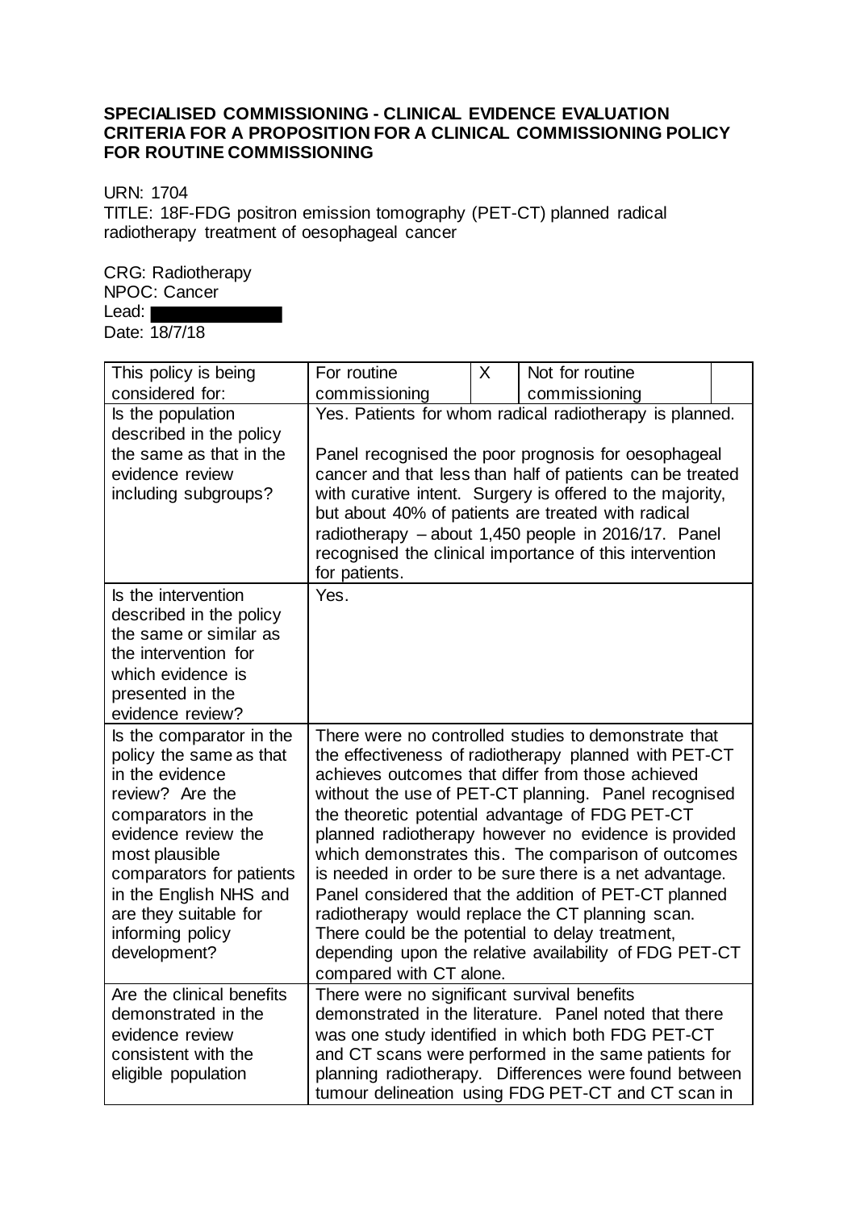**SPECIALISED COMMISSIONING - CLINICAL EVIDENCE EVALUATION CRITERIA FOR A PROPOSITION FOR A CLINICAL COMMISSIONING POLICY FOR ROUTINE COMMISSIONING**

URN: 1704

TITLE: 18F-FDG positron emission tomography (PET-CT) planned radical radiotherapy treatment of oesophageal cancer

CRG: Radiotherapy
NPOC: Cancer
Lead: 
Date: 18/7/18

| This policy is being considered for: | For routine commissioning | X | Not for routine commissioning | |
|---|---|---|---|---|
| Is the population described in the policy the same as that in the evidence review including subgroups? | Yes. Patients for whom radical radiotherapy is planned.<br><br>Panel recognised the poor prognosis for oesophageal cancer and that less than half of patients can be treated with curative intent. Surgery is offered to the majority, but about 40% of patients are treated with radical radiotherapy – about 1,450 people in 2016/17. Panel recognised the clinical importance of this intervention for patients. | | | |
| Is the intervention described in the policy the same or similar as the intervention for which evidence is presented in the evidence review? | Yes. | | | |
| Is the comparator in the policy the same as that in the evidence review? Are the comparators in the evidence review the most plausible comparators for patients in the English NHS and are they suitable for informing policy development? | There were no controlled studies to demonstrate that the effectiveness of radiotherapy planned with PET-CT achieves outcomes that differ from those achieved without the use of PET-CT planning. Panel recognised the theoretic potential advantage of FDG PET-CT planned radiotherapy however no evidence is provided which demonstrates this. The comparison of outcomes is needed in order to be sure there is a net advantage. Panel considered that the addition of PET-CT planned radiotherapy would replace the CT planning scan. There could be the potential to delay treatment, depending upon the relative availability of FDG PET-CT compared with CT alone. | | | |
| Are the clinical benefits demonstrated in the evidence review consistent with the eligible population | There were no significant survival benefits demonstrated in the literature. Panel noted that there was one study identified in which both FDG PET-CT and CT scans were performed in the same patients for planning radiotherapy. Differences were found between tumour delineation using FDG PET-CT and CT scan in | | | |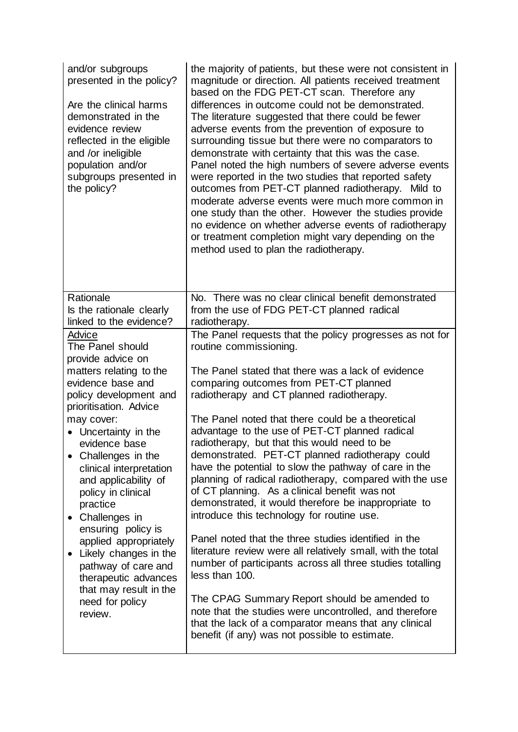| | |
|---|---|
| and/or subgroups presented in the policy?<br><br>Are the clinical harms demonstrated in the evidence review reflected in the eligible and /or ineligible population and/or subgroups presented in the policy? | the majority of patients, but these were not consistent in magnitude or direction. All patients received treatment based on the FDG PET-CT scan. Therefore any differences in outcome could not be demonstrated. The literature suggested that there could be fewer adverse events from the prevention of exposure to surrounding tissue but there were no comparators to demonstrate with certainty that this was the case. Panel noted the high numbers of severe adverse events were reported in the two studies that reported safety outcomes from PET-CT planned radiotherapy. Mild to moderate adverse events were much more common in one study than the other. However the studies provide no evidence on whether adverse events of radiotherapy or treatment completion might vary depending on the method used to plan the radiotherapy. |
| Rationale<br>Is the rationale clearly linked to the evidence? | No. There was no clear clinical benefit demonstrated from the use of FDG PET-CT planned radical radiotherapy. |
| Advice<br>The Panel should provide advice on matters relating to the evidence base and policy development and prioritisation. Advice may cover:<br>• Uncertainty in the evidence base<br>• Challenges in the clinical interpretation and applicability of policy in clinical practice<br>• Challenges in ensuring policy is applied appropriately<br>• Likely changes in the pathway of care and therapeutic advances that may result in the need for policy review. | The Panel requests that the policy progresses as not for routine commissioning.<br><br>The Panel stated that there was a lack of evidence comparing outcomes from PET-CT planned radiotherapy and CT planned radiotherapy.<br><br>The Panel noted that there could be a theoretical advantage to the use of PET-CT planned radical radiotherapy, but that this would need to be demonstrated. PET-CT planned radiotherapy could have the potential to slow the pathway of care in the planning of radical radiotherapy, compared with the use of CT planning. As a clinical benefit was not demonstrated, it would therefore be inappropriate to introduce this technology for routine use.<br><br>Panel noted that the three studies identified in the literature review were all relatively small, with the total number of participants across all three studies totalling less than 100.<br><br>The CPAG Summary Report should be amended to note that the studies were uncontrolled, and therefore that the lack of a comparator means that any clinical benefit (if any) was not possible to estimate. |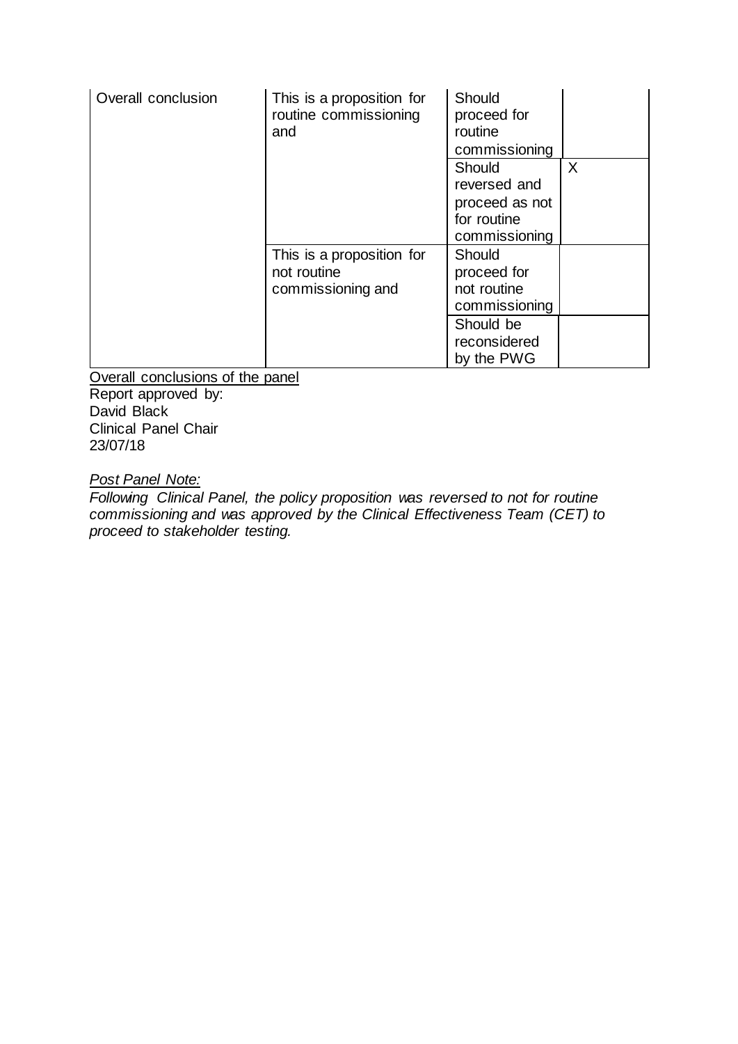| | | | |
|---|---|---|---|
| Overall conclusion | This is a proposition for routine commissioning and | Should proceed for routine commissioning | |
| | | Should reversed and proceed as not for routine commissioning | X |
| | This is a proposition for not routine commissioning and | Should proceed for not routine commissioning | |
| | | Should be reconsidered by the PWG | |

Overall conclusions of the panel

Report approved by:
David Black
Clinical Panel Chair
23/07/18

*Post Panel Note:*

*Following Clinical Panel, the policy proposition was reversed to not for routine commissioning and was approved by the Clinical Effectiveness Team (CET) to proceed to stakeholder testing.*